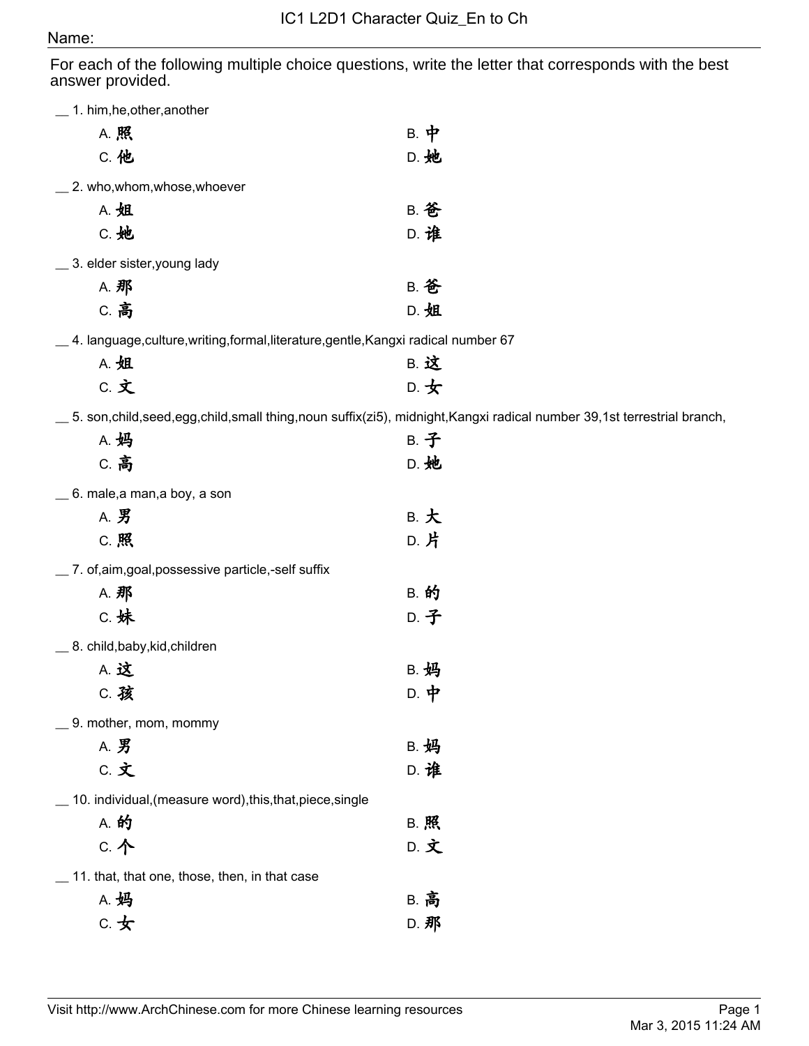# IC1 L2D1 Character Quiz_En to Ch

Name:

For each of the following multiple choice questions, write the letter that corresponds with the best answer provided.

__ 1. him,he,other,another

A. 照  B. 中
C. 他  D. 她

__ 2. who,whom,whose,whoever

A. 姐  B. 爸
C. 她  D. 谁

__ 3. elder sister,young lady

A. 那  B. 爸
C. 高  D. 姐

__ 4. language,culture,writing,formal,literature,gentle,Kangxi radical number 67

A. 姐  B. 这
C. 文  D. 女

__ 5. son,child,seed,egg,child,small thing,noun suffix(zi5), midnight,Kangxi radical number 39,1st terrestrial branch,

A. 妈  B. 子
C. 高  D. 她

__ 6. male,a man,a boy, a son

A. 男  B. 大
C. 照  D. 片

__ 7. of,aim,goal,possessive particle,-self suffix

A. 那  B. 的
C. 妹  D. 子

__ 8. child,baby,kid,children

A. 这  B. 妈
C. 孩  D. 中

__ 9. mother, mom, mommy

A. 男  B. 妈
C. 文  D. 谁

__ 10. individual,(measure word),this,that,piece,single

A. 的  B. 照
C. 个  D. 文

__ 11. that, that one, those, then, in that case

A. 妈  B. 高
C. 女  D. 那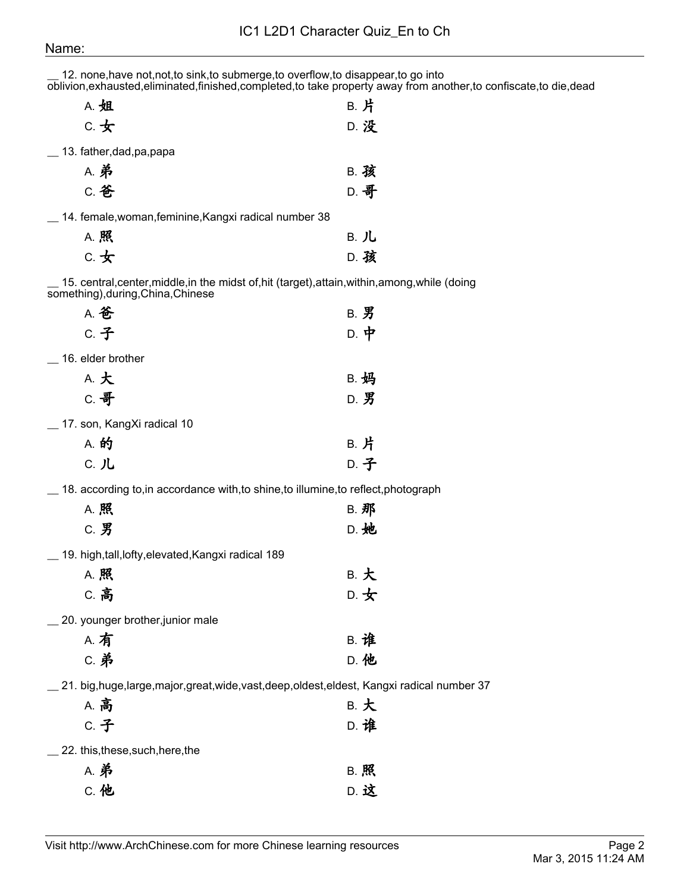Name:

__ 12. none,have not,not,to sink,to submerge,to overflow,to disappear,to go into oblivion,exhausted,eliminated,finished,completed,to take property away from another,to confiscate,to die,dead

A. 姐 B. 片
C. 女 D. 没

__ 13. father,dad,pa,papa

A. 弟 B. 孩
C. 爸 D. 哥

__ 14. female,woman,feminine,Kangxi radical number 38

A. 照 B. 儿
C. 女 D. 孩

__ 15. central,center,middle,in the midst of,hit (target),attain,within,among,while (doing something),during,China,Chinese

A. 爸 B. 男
C. 子 D. 中

__ 16. elder brother

A. 大 B. 妈
C. 哥 D. 男

__ 17. son, KangXi radical 10

A. 的 B. 片
C. 儿 D. 子

__ 18. according to,in accordance with,to shine,to illumine,to reflect,photograph

A. 照 B. 那
C. 男 D. 她

__ 19. high,tall,lofty,elevated,Kangxi radical 189

A. 照 B. 大
C. 高 D. 女

__ 20. younger brother,junior male

A. 有 B. 谁
C. 弟 D. 他

__ 21. big,huge,large,major,great,wide,vast,deep,oldest,eldest, Kangxi radical number 37

A. 高 B. 大
C. 子 D. 谁

__ 22. this,these,such,here,the

A. 弟 B. 照
C. 他 D. 这

Visit http://www.ArchChinese.com for more Chinese learning resources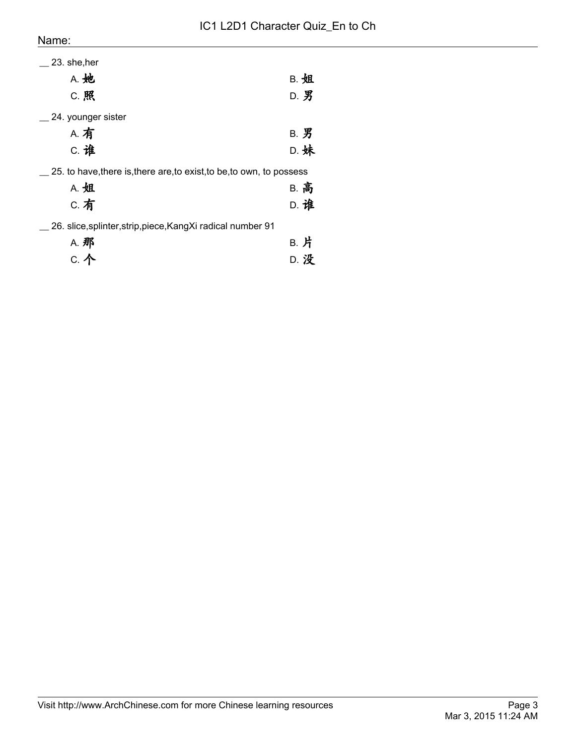Name:

__ 23. she,her

A. 她　　B. 姐
C. 照　　D. 男

__ 24. younger sister

A. 有　　B. 男
C. 谁　　D. 妹

__ 25. to have,there is,there are,to exist,to be,to own, to possess

A. 姐　　B. 高
C. 有　　D. 谁

__ 26. slice,splinter,strip,piece,KangXi radical number 91

A. 那　　B. 片
C. 个　　D. 没